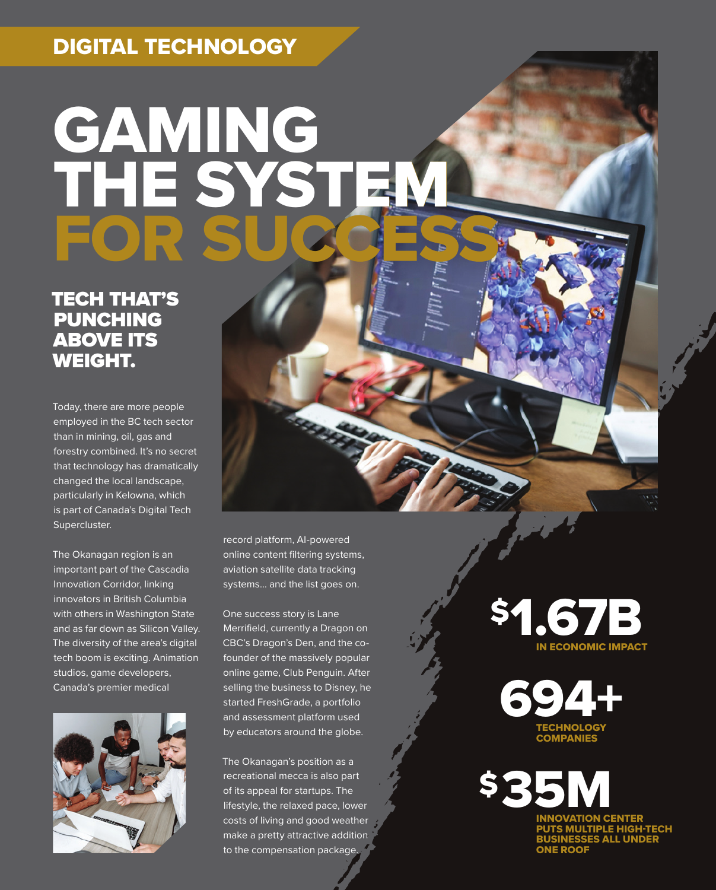DIGITAL TECHNOLOGY

# GAMING THE SYSTEM FOR SUCCESS

## TECH THAT'S PUNCHING ABOVE ITS WEIGHT.

Today, there are more people employed in the BC tech sector than in mining, oil, gas and forestry combined. It's no secret that technology has dramatically changed the local landscape, particularly in Kelowna, which is part of Canada's Digital Tech Supercluster.

The Okanagan region is an important part of the Cascadia Innovation Corridor, linking innovators in British Columbia with others in Washington State and as far down as Silicon Valley. The diversity of the area's digital tech boom is exciting. Animation studios, game developers, Canada's premier medical record platform, AI-powered online content filtering systems, aviation satellite data tracking systems... and the list goes on.

One success story is Lane Merrifield, currently a Dragon on CBC's Dragon's Den, and the co-founder of the massively popular online game, Club Penguin. After selling the business to Disney, he started FreshGrade, a portfolio and assessment platform used by educators around the globe.

The Okanagan's position as a recreational mecca is also part of its appeal for startups. The lifestyle, the relaxed pace, lower costs of living and good weather make a pretty attractive addition to the compensation package.

**$1.67B**
IN ECONOMIC IMPACT

**694+**
TECHNOLOGY COMPANIES

**$35M**
INNOVATION CENTER PUTS MULTIPLE HIGH-TECH BUSINESSES ALL UNDER ONE ROOF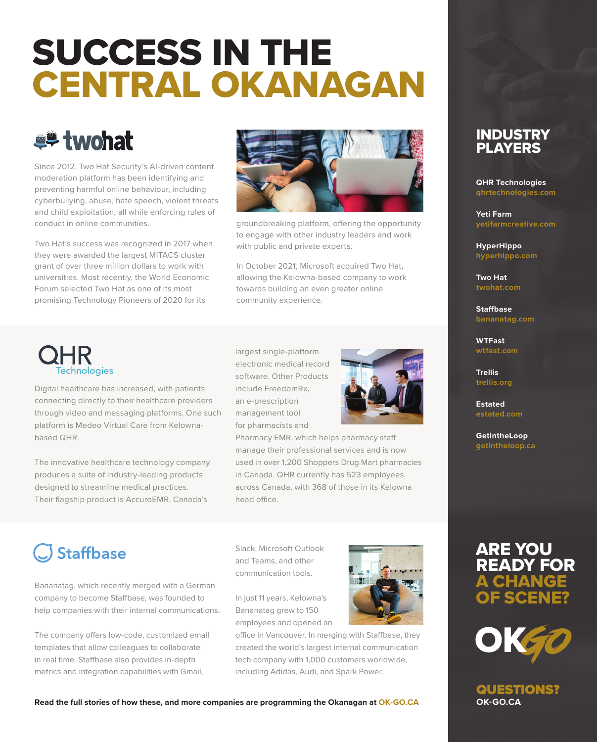# SUCCESS IN THE CENTRAL OKANAGAN

## twohat

Since 2012, Two Hat Security's AI-driven content moderation platform has been identifying and preventing harmful online behaviour, including cyberbullying, abuse, hate speech, violent threats and child exploitation, all while enforcing rules of conduct in online communities.

Two Hat's success was recognized in 2017 when they were awarded the largest MITACS cluster grant of over three million dollars to work with universities. Most recently, the World Economic Forum selected Two Hat as one of its most promising Technology Pioneers of 2020 for its groundbreaking platform, offering the opportunity to engage with other industry leaders and work with public and private experts.

In October 2021, Microsoft acquired Two Hat, allowing the Kelowna-based company to work towards building an even greater online community experience.

## QHR Technologies

Digital healthcare has increased, with patients connecting directly to their healthcare providers through video and messaging platforms. One such platform is Medeo Virtual Care from Kelowna-based QHR.

The innovative healthcare technology company produces a suite of industry-leading products designed to streamline medical practices. Their flagship product is AccuroEMR, Canada's largest single-platform electronic medical record software. Other Products include FreedomRx, an e-prescription management tool for pharmacists and Pharmacy EMR, which helps pharmacy staff manage their professional services and is now used in over 1,200 Shoppers Drug Mart pharmacies in Canada. QHR currently has 523 employees across Canada, with 368 of those in its Kelowna head office.

## Staffbase

Bananatag, which recently merged with a German company to become Staffbase, was founded to help companies with their internal communications.

The company offers low-code, customized email templates that allow colleagues to collaborate in real time. Staffbase also provides in-depth metrics and integration capabilities with Gmail, Slack, Microsoft Outlook and Teams, and other communication tools.

In just 11 years, Kelowna's Bananatag grew to 150 employees and opened an office in Vancouver. In merging with Staffbase, they created the world's largest internal communication tech company with 1,000 customers worldwide, including Adidas, Audi, and Spark Power.

**Read the full stories of how these, and more companies are programming the Okanagan at OK-GO.CA**

## INDUSTRY PLAYERS

**QHR Technologies**
qhrtechnologies.com

**Yeti Farm**
yetifarmcreative.com

**HyperHippo**
hyperhippo.com

**Two Hat**
twohat.com

**Staffbase**
bananatag.com

**WTFast**
wtfast.com

**Trellis**
trellis.org

**Estated**
estated.com

**GetintheLoop**
getintheloop.ca

## ARE YOU READY FOR A CHANGE OF SCENE?

OKGO

**QUESTIONS?**
**OK-GO.CA**